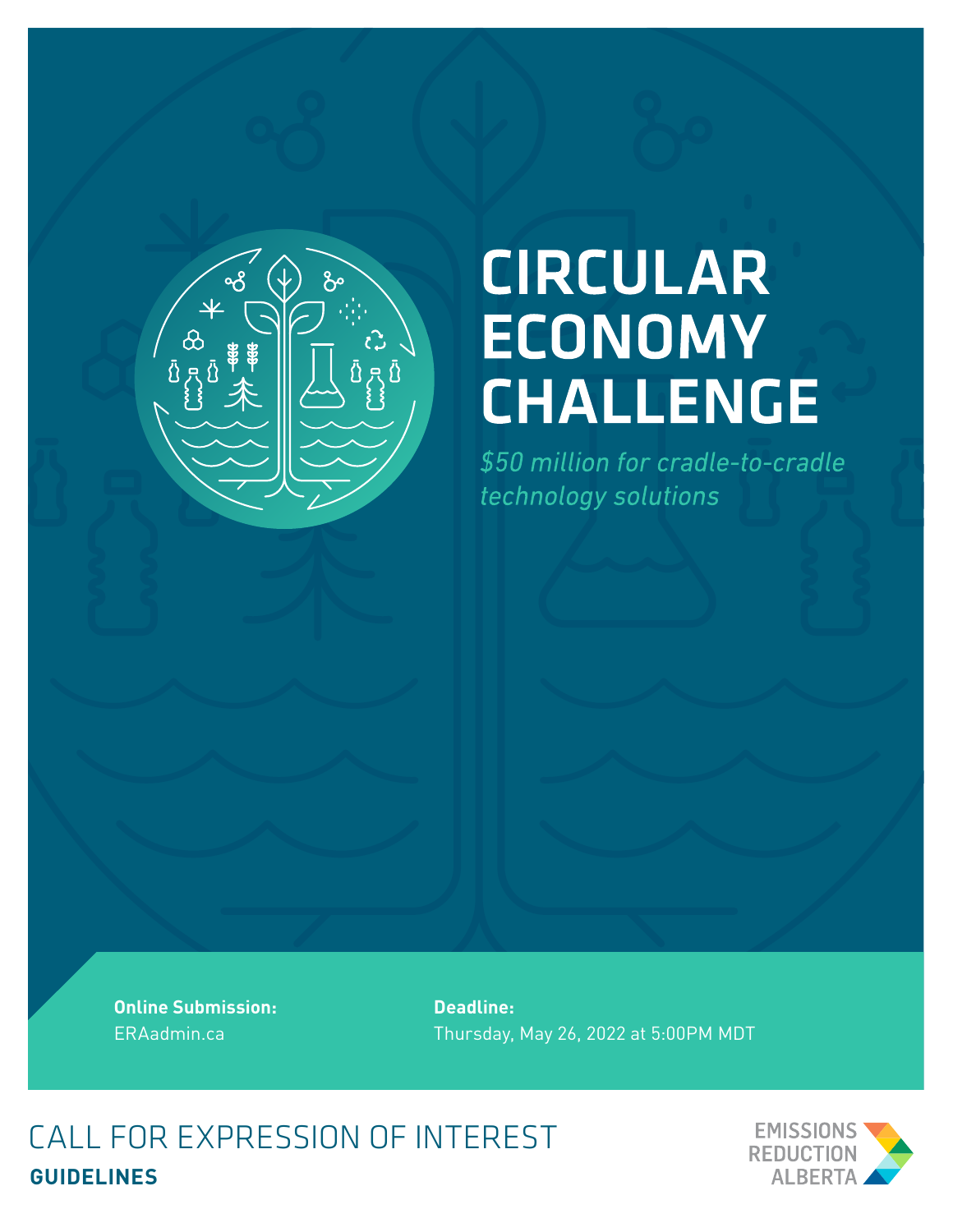# CIRCULAR ECONOMY CHALLENGE

*$50 million for cradle-to-cradle technology solutions*

**Online Submission:**
ERAadmin.ca

**Deadline:**
Thursday, May 26, 2022 at 5:00PM MDT

## CALL FOR EXPRESSION OF INTEREST

**GUIDELINES**

EMISSIONS REDUCTION ALBERTA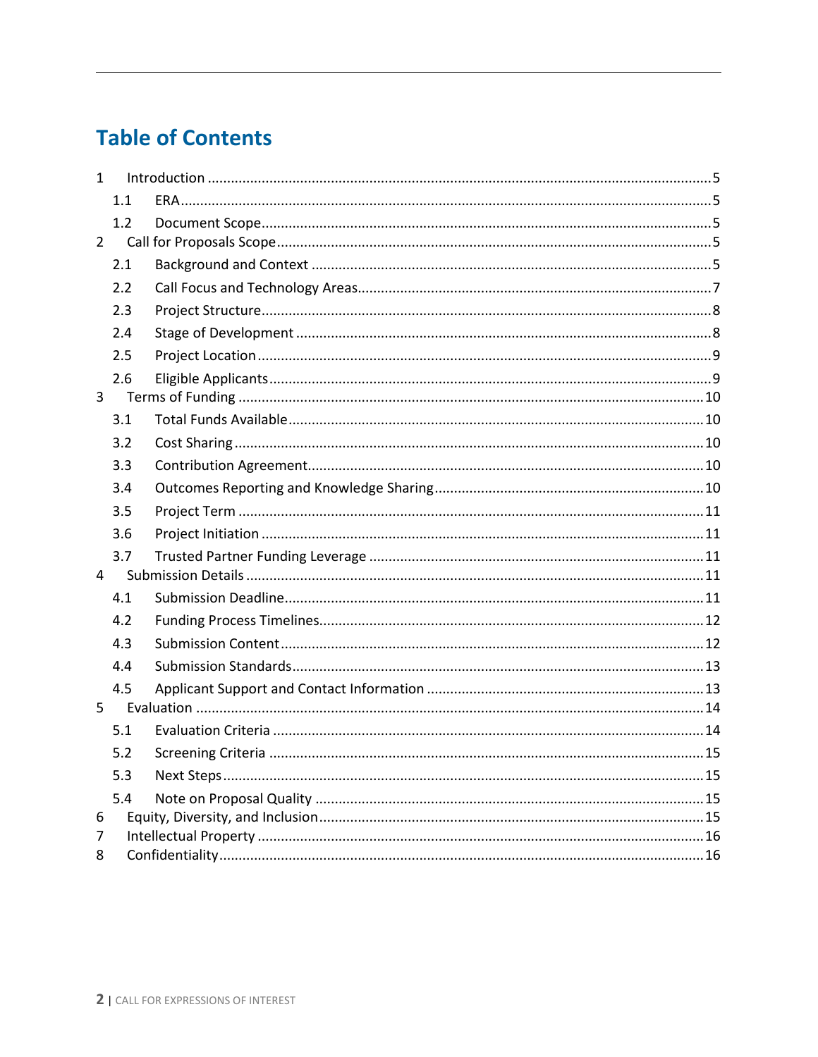# Table of Contents

1 Introduction ..... 5
  1.1 ERA ..... 5
  1.2 Document Scope ..... 5
2 Call for Proposals Scope ..... 5
  2.1 Background and Context ..... 5
  2.2 Call Focus and Technology Areas ..... 7
  2.3 Project Structure ..... 8
  2.4 Stage of Development ..... 8
  2.5 Project Location ..... 9
  2.6 Eligible Applicants ..... 9
3 Terms of Funding ..... 10
  3.1 Total Funds Available ..... 10
  3.2 Cost Sharing ..... 10
  3.3 Contribution Agreement ..... 10
  3.4 Outcomes Reporting and Knowledge Sharing ..... 10
  3.5 Project Term ..... 11
  3.6 Project Initiation ..... 11
  3.7 Trusted Partner Funding Leverage ..... 11
4 Submission Details ..... 11
  4.1 Submission Deadline ..... 11
  4.2 Funding Process Timelines ..... 12
  4.3 Submission Content ..... 12
  4.4 Submission Standards ..... 13
  4.5 Applicant Support and Contact Information ..... 13
5 Evaluation ..... 14
  5.1 Evaluation Criteria ..... 14
  5.2 Screening Criteria ..... 15
  5.3 Next Steps ..... 15
  5.4 Note on Proposal Quality ..... 15
6 Equity, Diversity, and Inclusion ..... 15
7 Intellectual Property ..... 16
8 Confidentiality ..... 16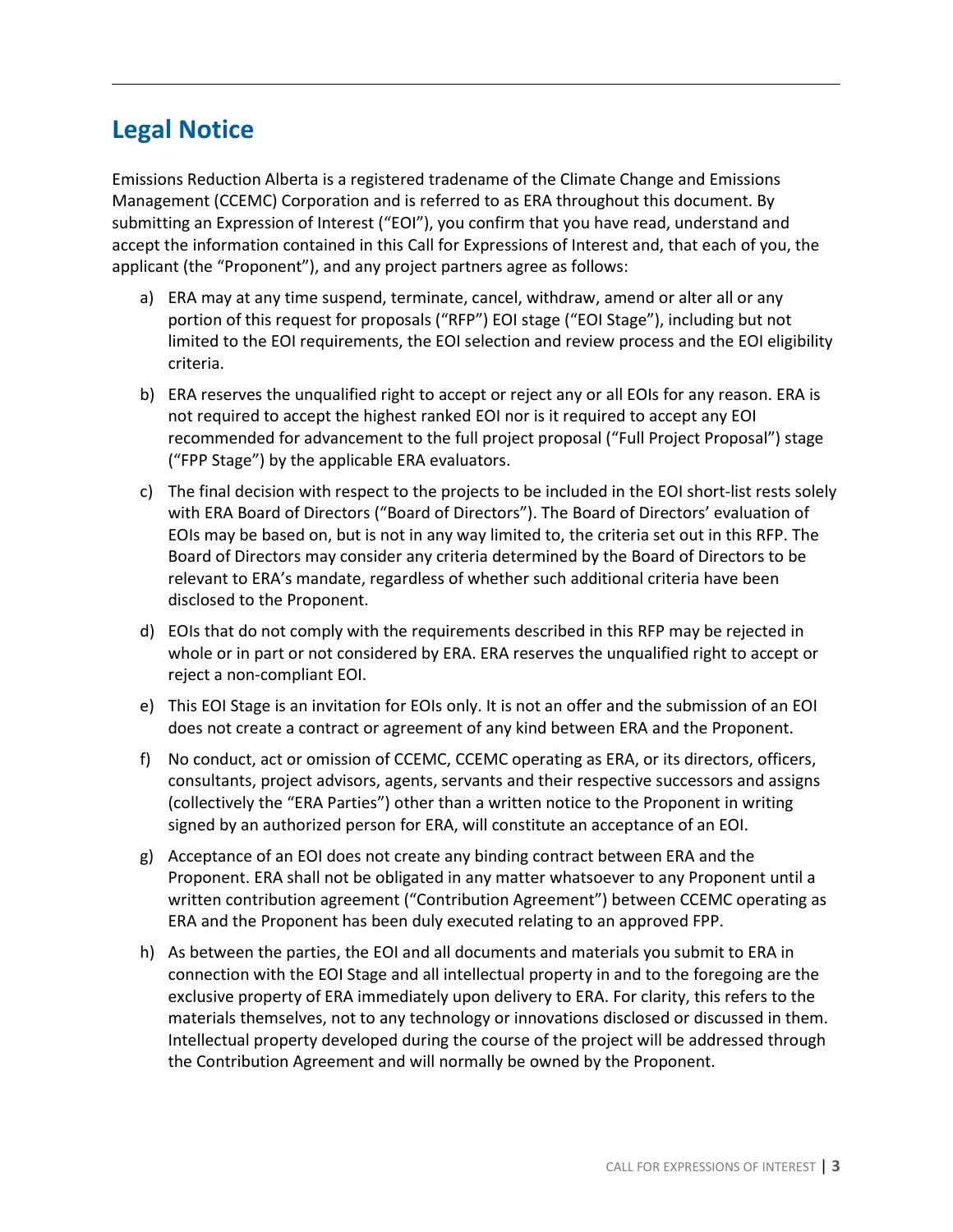## Legal Notice

Emissions Reduction Alberta is a registered tradename of the Climate Change and Emissions Management (CCEMC) Corporation and is referred to as ERA throughout this document. By submitting an Expression of Interest ("EOI"), you confirm that you have read, understand and accept the information contained in this Call for Expressions of Interest and, that each of you, the applicant (the "Proponent"), and any project partners agree as follows:

a) ERA may at any time suspend, terminate, cancel, withdraw, amend or alter all or any portion of this request for proposals ("RFP") EOI stage ("EOI Stage"), including but not limited to the EOI requirements, the EOI selection and review process and the EOI eligibility criteria.

b) ERA reserves the unqualified right to accept or reject any or all EOIs for any reason. ERA is not required to accept the highest ranked EOI nor is it required to accept any EOI recommended for advancement to the full project proposal ("Full Project Proposal") stage ("FPP Stage") by the applicable ERA evaluators.

c) The final decision with respect to the projects to be included in the EOI short-list rests solely with ERA Board of Directors ("Board of Directors"). The Board of Directors' evaluation of EOIs may be based on, but is not in any way limited to, the criteria set out in this RFP. The Board of Directors may consider any criteria determined by the Board of Directors to be relevant to ERA's mandate, regardless of whether such additional criteria have been disclosed to the Proponent.

d) EOIs that do not comply with the requirements described in this RFP may be rejected in whole or in part or not considered by ERA. ERA reserves the unqualified right to accept or reject a non-compliant EOI.

e) This EOI Stage is an invitation for EOIs only. It is not an offer and the submission of an EOI does not create a contract or agreement of any kind between ERA and the Proponent.

f) No conduct, act or omission of CCEMC, CCEMC operating as ERA, or its directors, officers, consultants, project advisors, agents, servants and their respective successors and assigns (collectively the "ERA Parties") other than a written notice to the Proponent in writing signed by an authorized person for ERA, will constitute an acceptance of an EOI.

g) Acceptance of an EOI does not create any binding contract between ERA and the Proponent. ERA shall not be obligated in any matter whatsoever to any Proponent until a written contribution agreement ("Contribution Agreement") between CCEMC operating as ERA and the Proponent has been duly executed relating to an approved FPP.

h) As between the parties, the EOI and all documents and materials you submit to ERA in connection with the EOI Stage and all intellectual property in and to the foregoing are the exclusive property of ERA immediately upon delivery to ERA. For clarity, this refers to the materials themselves, not to any technology or innovations disclosed or discussed in them. Intellectual property developed during the course of the project will be addressed through the Contribution Agreement and will normally be owned by the Proponent.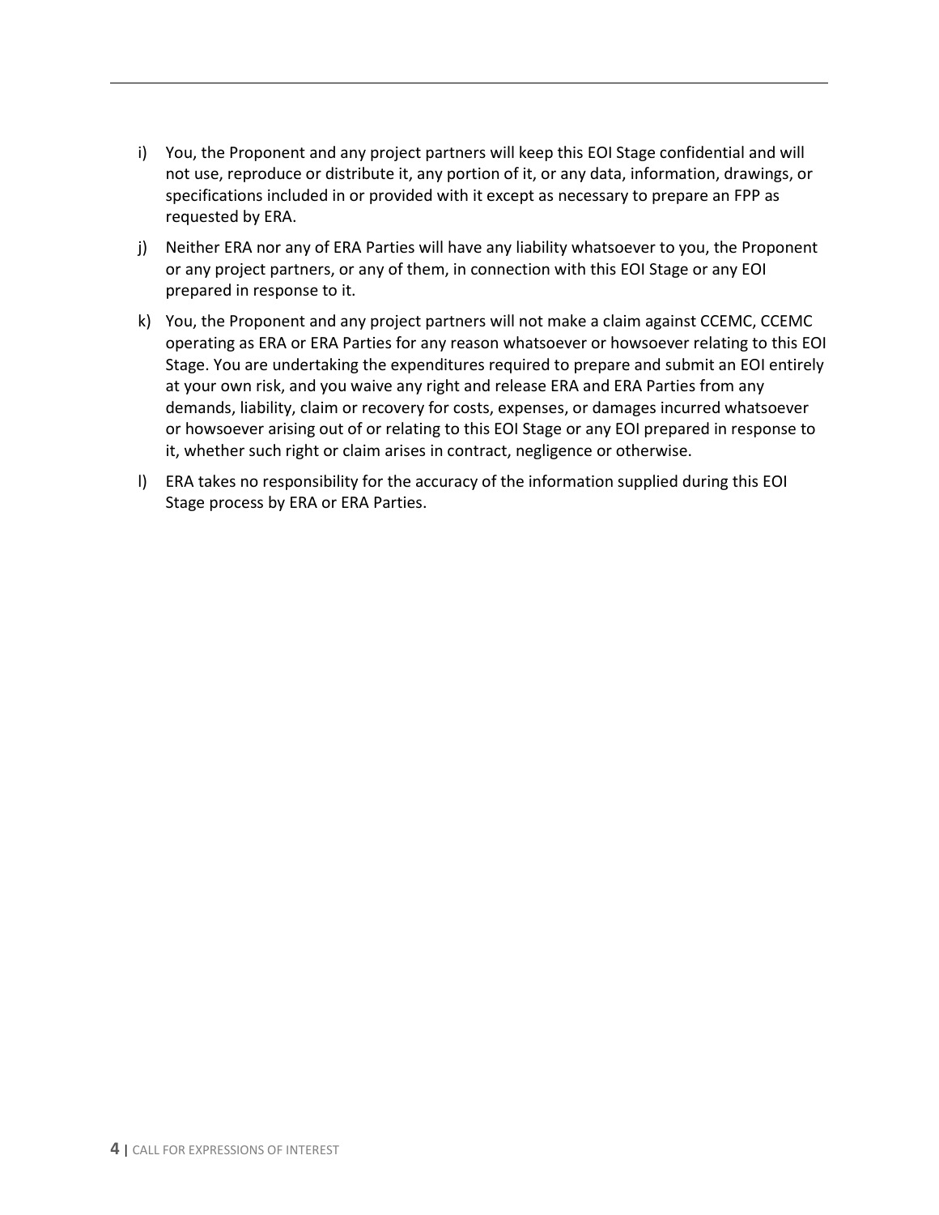i) You, the Proponent and any project partners will keep this EOI Stage confidential and will not use, reproduce or distribute it, any portion of it, or any data, information, drawings, or specifications included in or provided with it except as necessary to prepare an FPP as requested by ERA.

j) Neither ERA nor any of ERA Parties will have any liability whatsoever to you, the Proponent or any project partners, or any of them, in connection with this EOI Stage or any EOI prepared in response to it.

k) You, the Proponent and any project partners will not make a claim against CCEMC, CCEMC operating as ERA or ERA Parties for any reason whatsoever or howsoever relating to this EOI Stage. You are undertaking the expenditures required to prepare and submit an EOI entirely at your own risk, and you waive any right and release ERA and ERA Parties from any demands, liability, claim or recovery for costs, expenses, or damages incurred whatsoever or howsoever arising out of or relating to this EOI Stage or any EOI prepared in response to it, whether such right or claim arises in contract, negligence or otherwise.

l) ERA takes no responsibility for the accuracy of the information supplied during this EOI Stage process by ERA or ERA Parties.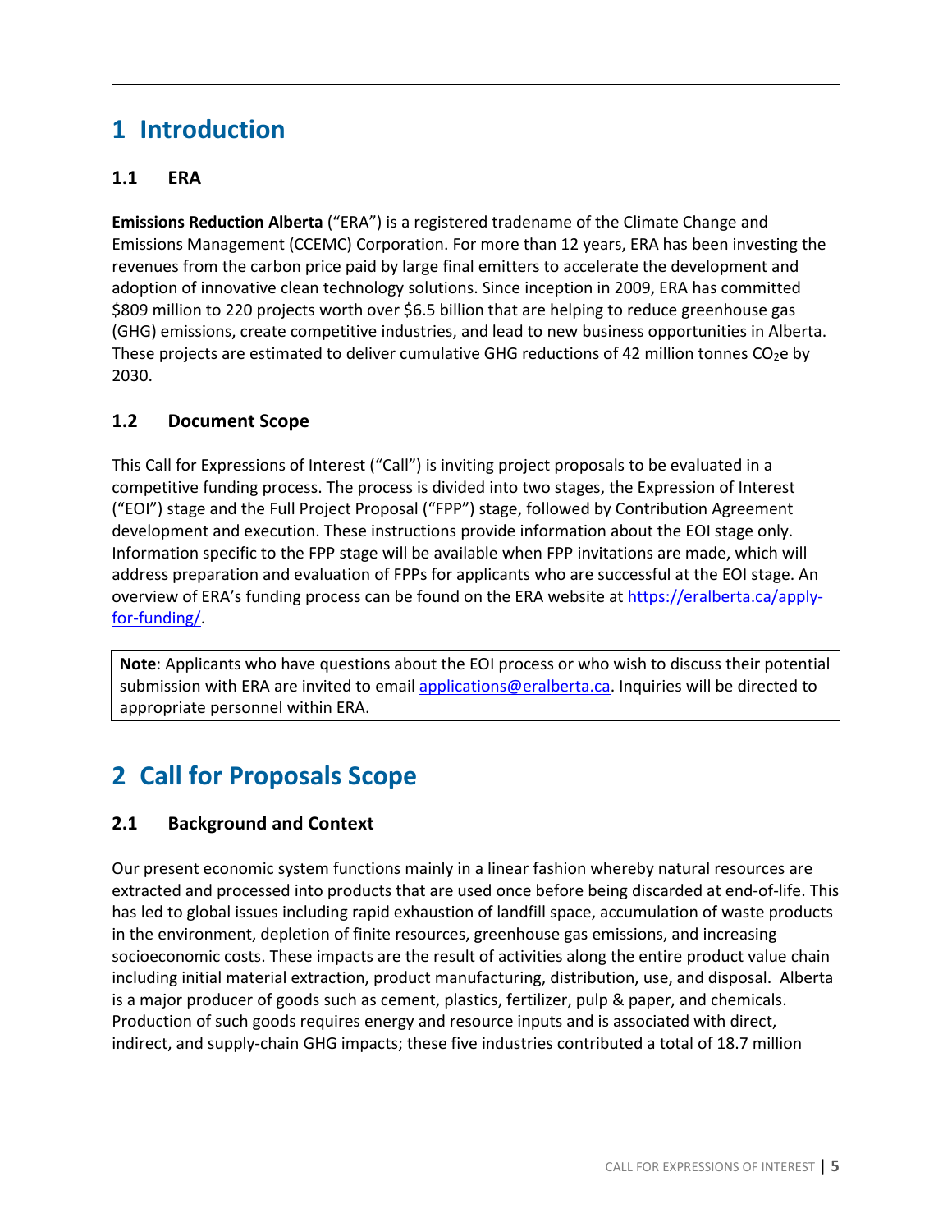# 1 Introduction

## 1.1 ERA

**Emissions Reduction Alberta** ("ERA") is a registered tradename of the Climate Change and Emissions Management (CCEMC) Corporation. For more than 12 years, ERA has been investing the revenues from the carbon price paid by large final emitters to accelerate the development and adoption of innovative clean technology solutions. Since inception in 2009, ERA has committed $809 million to 220 projects worth over $6.5 billion that are helping to reduce greenhouse gas (GHG) emissions, create competitive industries, and lead to new business opportunities in Alberta. These projects are estimated to deliver cumulative GHG reductions of 42 million tonnes $CO_2$e by 2030.

## 1.2 Document Scope

This Call for Expressions of Interest ("Call") is inviting project proposals to be evaluated in a competitive funding process. The process is divided into two stages, the Expression of Interest ("EOI") stage and the Full Project Proposal ("FPP") stage, followed by Contribution Agreement development and execution. These instructions provide information about the EOI stage only. Information specific to the FPP stage will be available when FPP invitations are made, which will address preparation and evaluation of FPPs for applicants who are successful at the EOI stage. An overview of ERA's funding process can be found on the ERA website at [https://eralberta.ca/apply-for-funding/](https://eralberta.ca/apply-for-funding/).

**Note**: Applicants who have questions about the EOI process or who wish to discuss their potential submission with ERA are invited to email [applications@eralberta.ca](mailto:applications@eralberta.ca). Inquiries will be directed to appropriate personnel within ERA.

# 2 Call for Proposals Scope

## 2.1 Background and Context

Our present economic system functions mainly in a linear fashion whereby natural resources are extracted and processed into products that are used once before being discarded at end-of-life. This has led to global issues including rapid exhaustion of landfill space, accumulation of waste products in the environment, depletion of finite resources, greenhouse gas emissions, and increasing socioeconomic costs. These impacts are the result of activities along the entire product value chain including initial material extraction, product manufacturing, distribution, use, and disposal. Alberta is a major producer of goods such as cement, plastics, fertilizer, pulp & paper, and chemicals. Production of such goods requires energy and resource inputs and is associated with direct, indirect, and supply-chain GHG impacts; these five industries contributed a total of 18.7 million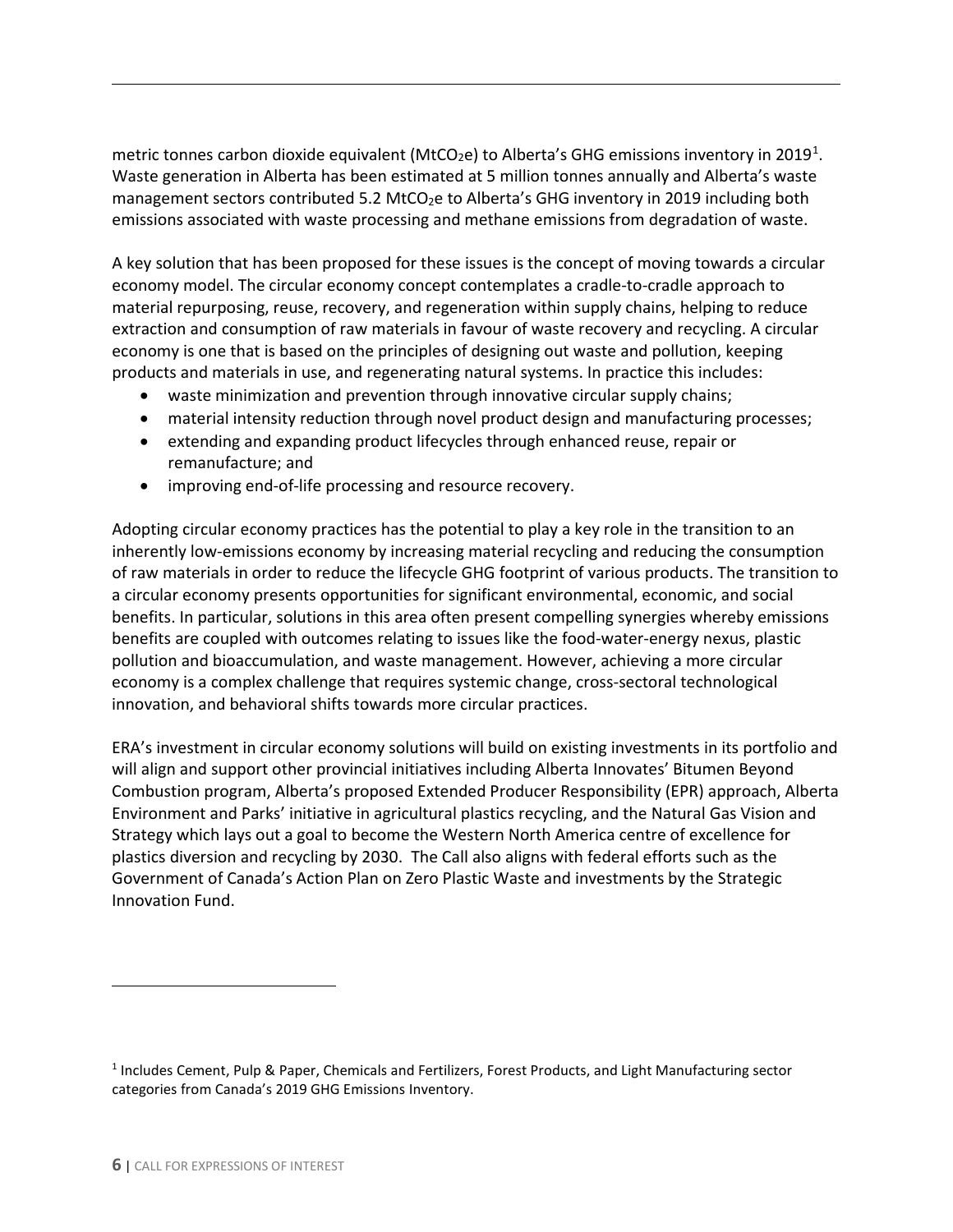metric tonnes carbon dioxide equivalent ($MtCO_2e$) to Alberta's GHG emissions inventory in 2019[1]. Waste generation in Alberta has been estimated at 5 million tonnes annually and Alberta's waste management sectors contributed 5.2 $MtCO_2e$ to Alberta's GHG inventory in 2019 including both emissions associated with waste processing and methane emissions from degradation of waste.

A key solution that has been proposed for these issues is the concept of moving towards a circular economy model. The circular economy concept contemplates a cradle-to-cradle approach to material repurposing, reuse, recovery, and regeneration within supply chains, helping to reduce extraction and consumption of raw materials in favour of waste recovery and recycling. A circular economy is one that is based on the principles of designing out waste and pollution, keeping products and materials in use, and regenerating natural systems. In practice this includes:

- waste minimization and prevention through innovative circular supply chains;
- material intensity reduction through novel product design and manufacturing processes;
- extending and expanding product lifecycles through enhanced reuse, repair or remanufacture; and
- improving end-of-life processing and resource recovery.

Adopting circular economy practices has the potential to play a key role in the transition to an inherently low-emissions economy by increasing material recycling and reducing the consumption of raw materials in order to reduce the lifecycle GHG footprint of various products. The transition to a circular economy presents opportunities for significant environmental, economic, and social benefits. In particular, solutions in this area often present compelling synergies whereby emissions benefits are coupled with outcomes relating to issues like the food-water-energy nexus, plastic pollution and bioaccumulation, and waste management. However, achieving a more circular economy is a complex challenge that requires systemic change, cross-sectoral technological innovation, and behavioral shifts towards more circular practices.

ERA's investment in circular economy solutions will build on existing investments in its portfolio and will align and support other provincial initiatives including Alberta Innovates' Bitumen Beyond Combustion program, Alberta's proposed Extended Producer Responsibility (EPR) approach, Alberta Environment and Parks' initiative in agricultural plastics recycling, and the Natural Gas Vision and Strategy which lays out a goal to become the Western North America centre of excellence for plastics diversion and recycling by 2030. The Call also aligns with federal efforts such as the Government of Canada's Action Plan on Zero Plastic Waste and investments by the Strategic Innovation Fund.

[1] Includes Cement, Pulp & Paper, Chemicals and Fertilizers, Forest Products, and Light Manufacturing sector categories from Canada's 2019 GHG Emissions Inventory.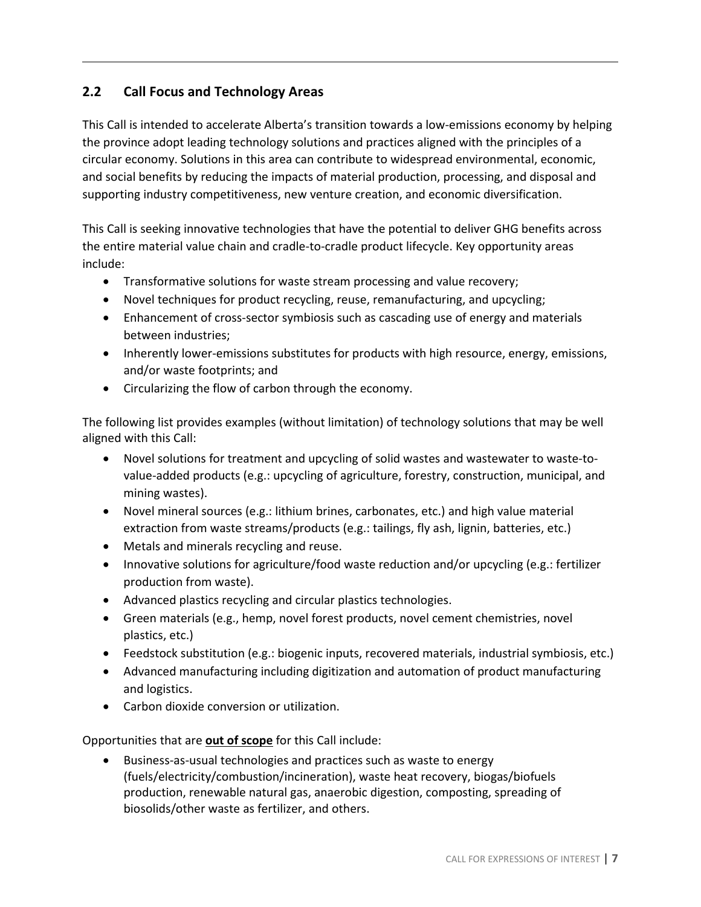## 2.2 Call Focus and Technology Areas

This Call is intended to accelerate Alberta's transition towards a low-emissions economy by helping the province adopt leading technology solutions and practices aligned with the principles of a circular economy. Solutions in this area can contribute to widespread environmental, economic, and social benefits by reducing the impacts of material production, processing, and disposal and supporting industry competitiveness, new venture creation, and economic diversification.

This Call is seeking innovative technologies that have the potential to deliver GHG benefits across the entire material value chain and cradle-to-cradle product lifecycle. Key opportunity areas include:

- Transformative solutions for waste stream processing and value recovery;
- Novel techniques for product recycling, reuse, remanufacturing, and upcycling;
- Enhancement of cross-sector symbiosis such as cascading use of energy and materials between industries;
- Inherently lower-emissions substitutes for products with high resource, energy, emissions, and/or waste footprints; and
- Circularizing the flow of carbon through the economy.

The following list provides examples (without limitation) of technology solutions that may be well aligned with this Call:

- Novel solutions for treatment and upcycling of solid wastes and wastewater to waste-to-value-added products (e.g.: upcycling of agriculture, forestry, construction, municipal, and mining wastes).
- Novel mineral sources (e.g.: lithium brines, carbonates, etc.) and high value material extraction from waste streams/products (e.g.: tailings, fly ash, lignin, batteries, etc.)
- Metals and minerals recycling and reuse.
- Innovative solutions for agriculture/food waste reduction and/or upcycling (e.g.: fertilizer production from waste).
- Advanced plastics recycling and circular plastics technologies.
- Green materials (e.g., hemp, novel forest products, novel cement chemistries, novel plastics, etc.)
- Feedstock substitution (e.g.: biogenic inputs, recovered materials, industrial symbiosis, etc.)
- Advanced manufacturing including digitization and automation of product manufacturing and logistics.
- Carbon dioxide conversion or utilization.

Opportunities that are **out of scope** for this Call include:

- Business-as-usual technologies and practices such as waste to energy (fuels/electricity/combustion/incineration), waste heat recovery, biogas/biofuels production, renewable natural gas, anaerobic digestion, composting, spreading of biosolids/other waste as fertilizer, and others.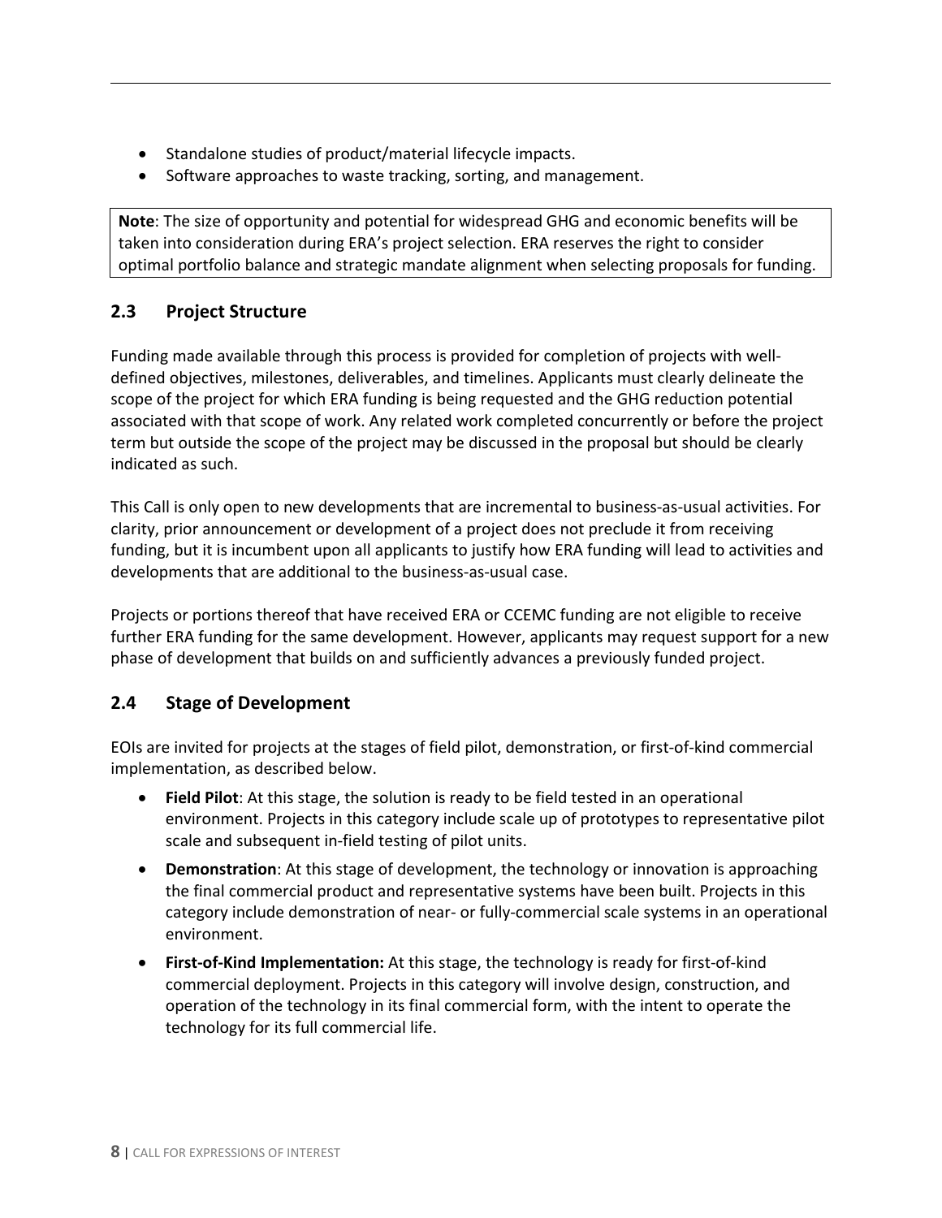- Standalone studies of product/material lifecycle impacts.
- Software approaches to waste tracking, sorting, and management.

> **Note**: The size of opportunity and potential for widespread GHG and economic benefits will be taken into consideration during ERA's project selection. ERA reserves the right to consider optimal portfolio balance and strategic mandate alignment when selecting proposals for funding.

## 2.3 Project Structure

Funding made available through this process is provided for completion of projects with well-defined objectives, milestones, deliverables, and timelines. Applicants must clearly delineate the scope of the project for which ERA funding is being requested and the GHG reduction potential associated with that scope of work. Any related work completed concurrently or before the project term but outside the scope of the project may be discussed in the proposal but should be clearly indicated as such.

This Call is only open to new developments that are incremental to business-as-usual activities. For clarity, prior announcement or development of a project does not preclude it from receiving funding, but it is incumbent upon all applicants to justify how ERA funding will lead to activities and developments that are additional to the business-as-usual case.

Projects or portions thereof that have received ERA or CCEMC funding are not eligible to receive further ERA funding for the same development. However, applicants may request support for a new phase of development that builds on and sufficiently advances a previously funded project.

## 2.4 Stage of Development

EOIs are invited for projects at the stages of field pilot, demonstration, or first-of-kind commercial implementation, as described below.

- **Field Pilot**: At this stage, the solution is ready to be field tested in an operational environment. Projects in this category include scale up of prototypes to representative pilot scale and subsequent in-field testing of pilot units.
- **Demonstration**: At this stage of development, the technology or innovation is approaching the final commercial product and representative systems have been built. Projects in this category include demonstration of near- or fully-commercial scale systems in an operational environment.
- **First-of-Kind Implementation:** At this stage, the technology is ready for first-of-kind commercial deployment. Projects in this category will involve design, construction, and operation of the technology in its final commercial form, with the intent to operate the technology for its full commercial life.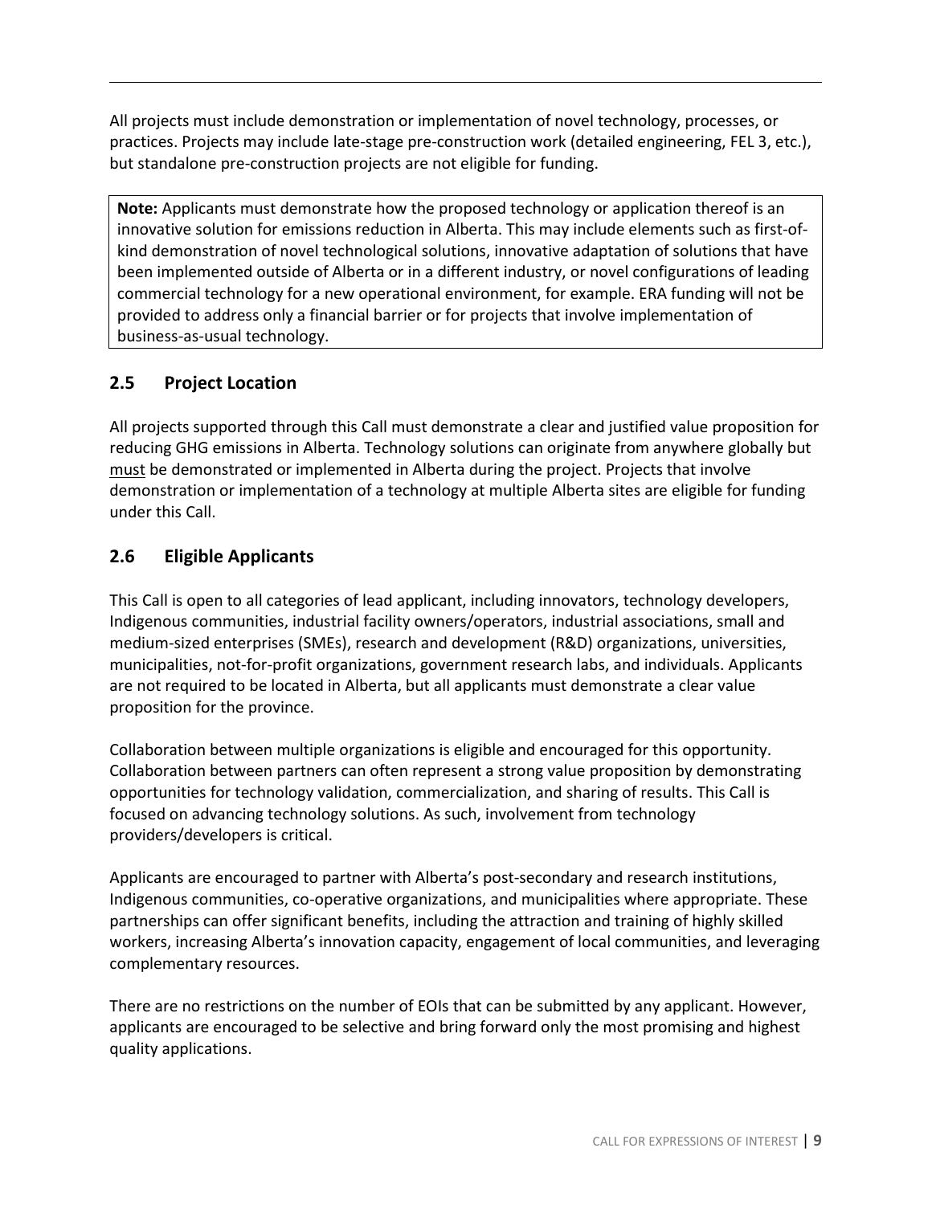All projects must include demonstration or implementation of novel technology, processes, or practices. Projects may include late-stage pre-construction work (detailed engineering, FEL 3, etc.), but standalone pre-construction projects are not eligible for funding.

> **Note:** Applicants must demonstrate how the proposed technology or application thereof is an innovative solution for emissions reduction in Alberta. This may include elements such as first-of-kind demonstration of novel technological solutions, innovative adaptation of solutions that have been implemented outside of Alberta or in a different industry, or novel configurations of leading commercial technology for a new operational environment, for example. ERA funding will not be provided to address only a financial barrier or for projects that involve implementation of business-as-usual technology.

## 2.5 Project Location

All projects supported through this Call must demonstrate a clear and justified value proposition for reducing GHG emissions in Alberta. Technology solutions can originate from anywhere globally but <u>must</u> be demonstrated or implemented in Alberta during the project. Projects that involve demonstration or implementation of a technology at multiple Alberta sites are eligible for funding under this Call.

## 2.6 Eligible Applicants

This Call is open to all categories of lead applicant, including innovators, technology developers, Indigenous communities, industrial facility owners/operators, industrial associations, small and medium-sized enterprises (SMEs), research and development (R&D) organizations, universities, municipalities, not-for-profit organizations, government research labs, and individuals. Applicants are not required to be located in Alberta, but all applicants must demonstrate a clear value proposition for the province.

Collaboration between multiple organizations is eligible and encouraged for this opportunity. Collaboration between partners can often represent a strong value proposition by demonstrating opportunities for technology validation, commercialization, and sharing of results. This Call is focused on advancing technology solutions. As such, involvement from technology providers/developers is critical.

Applicants are encouraged to partner with Alberta's post-secondary and research institutions, Indigenous communities, co-operative organizations, and municipalities where appropriate. These partnerships can offer significant benefits, including the attraction and training of highly skilled workers, increasing Alberta's innovation capacity, engagement of local communities, and leveraging complementary resources.

There are no restrictions on the number of EOIs that can be submitted by any applicant. However, applicants are encouraged to be selective and bring forward only the most promising and highest quality applications.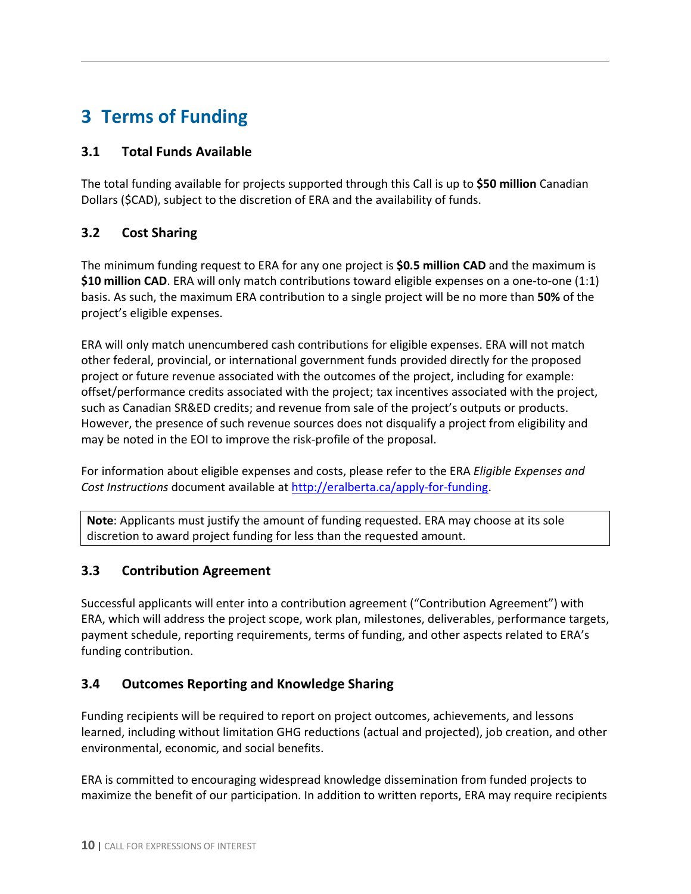# 3 Terms of Funding

## 3.1 Total Funds Available

The total funding available for projects supported through this Call is up to **$50 million** Canadian Dollars ($CAD), subject to the discretion of ERA and the availability of funds.

## 3.2 Cost Sharing

The minimum funding request to ERA for any one project is **$0.5 million CAD** and the maximum is **$10 million CAD**. ERA will only match contributions toward eligible expenses on a one-to-one (1:1) basis. As such, the maximum ERA contribution to a single project will be no more than **50%** of the project's eligible expenses.

ERA will only match unencumbered cash contributions for eligible expenses. ERA will not match other federal, provincial, or international government funds provided directly for the proposed project or future revenue associated with the outcomes of the project, including for example: offset/performance credits associated with the project; tax incentives associated with the project, such as Canadian SR&ED credits; and revenue from sale of the project's outputs or products. However, the presence of such revenue sources does not disqualify a project from eligibility and may be noted in the EOI to improve the risk-profile of the proposal.

For information about eligible expenses and costs, please refer to the ERA *Eligible Expenses and Cost Instructions* document available at [http://eralberta.ca/apply-for-funding](http://eralberta.ca/apply-for-funding).

> **Note**: Applicants must justify the amount of funding requested. ERA may choose at its sole discretion to award project funding for less than the requested amount.

## 3.3 Contribution Agreement

Successful applicants will enter into a contribution agreement ("Contribution Agreement") with ERA, which will address the project scope, work plan, milestones, deliverables, performance targets, payment schedule, reporting requirements, terms of funding, and other aspects related to ERA's funding contribution.

## 3.4 Outcomes Reporting and Knowledge Sharing

Funding recipients will be required to report on project outcomes, achievements, and lessons learned, including without limitation GHG reductions (actual and projected), job creation, and other environmental, economic, and social benefits.

ERA is committed to encouraging widespread knowledge dissemination from funded projects to maximize the benefit of our participation. In addition to written reports, ERA may require recipients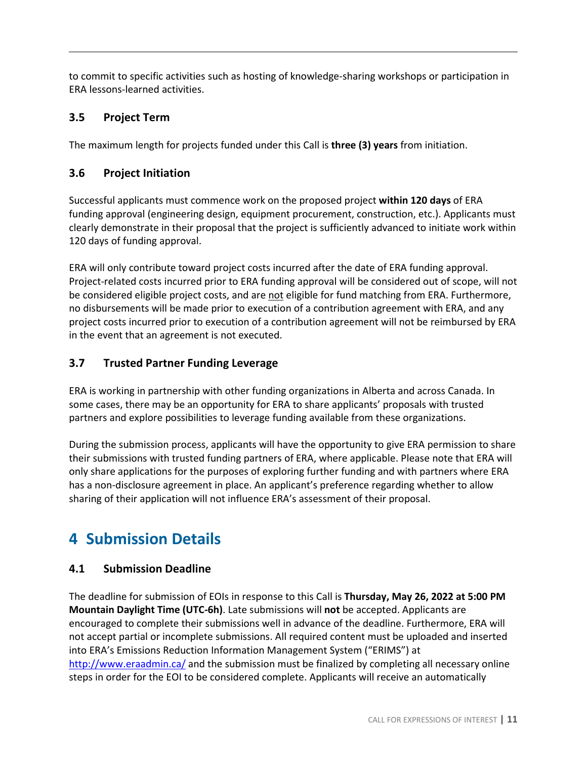to commit to specific activities such as hosting of knowledge-sharing workshops or participation in ERA lessons-learned activities.

### 3.5 Project Term

The maximum length for projects funded under this Call is **three (3) years** from initiation.

### 3.6 Project Initiation

Successful applicants must commence work on the proposed project **within 120 days** of ERA funding approval (engineering design, equipment procurement, construction, etc.). Applicants must clearly demonstrate in their proposal that the project is sufficiently advanced to initiate work within 120 days of funding approval.

ERA will only contribute toward project costs incurred after the date of ERA funding approval. Project-related costs incurred prior to ERA funding approval will be considered out of scope, will not be considered eligible project costs, and are not eligible for fund matching from ERA. Furthermore, no disbursements will be made prior to execution of a contribution agreement with ERA, and any project costs incurred prior to execution of a contribution agreement will not be reimbursed by ERA in the event that an agreement is not executed.

### 3.7 Trusted Partner Funding Leverage

ERA is working in partnership with other funding organizations in Alberta and across Canada. In some cases, there may be an opportunity for ERA to share applicants' proposals with trusted partners and explore possibilities to leverage funding available from these organizations.

During the submission process, applicants will have the opportunity to give ERA permission to share their submissions with trusted funding partners of ERA, where applicable. Please note that ERA will only share applications for the purposes of exploring further funding and with partners where ERA has a non-disclosure agreement in place. An applicant's preference regarding whether to allow sharing of their application will not influence ERA's assessment of their proposal.

## 4 Submission Details

### 4.1 Submission Deadline

The deadline for submission of EOIs in response to this Call is **Thursday, May 26, 2022 at 5:00 PM Mountain Daylight Time (UTC-6h)**. Late submissions will **not** be accepted. Applicants are encouraged to complete their submissions well in advance of the deadline. Furthermore, ERA will not accept partial or incomplete submissions. All required content must be uploaded and inserted into ERA's Emissions Reduction Information Management System ("ERIMS") at http://www.eraadmin.ca/ and the submission must be finalized by completing all necessary online steps in order for the EOI to be considered complete. Applicants will receive an automatically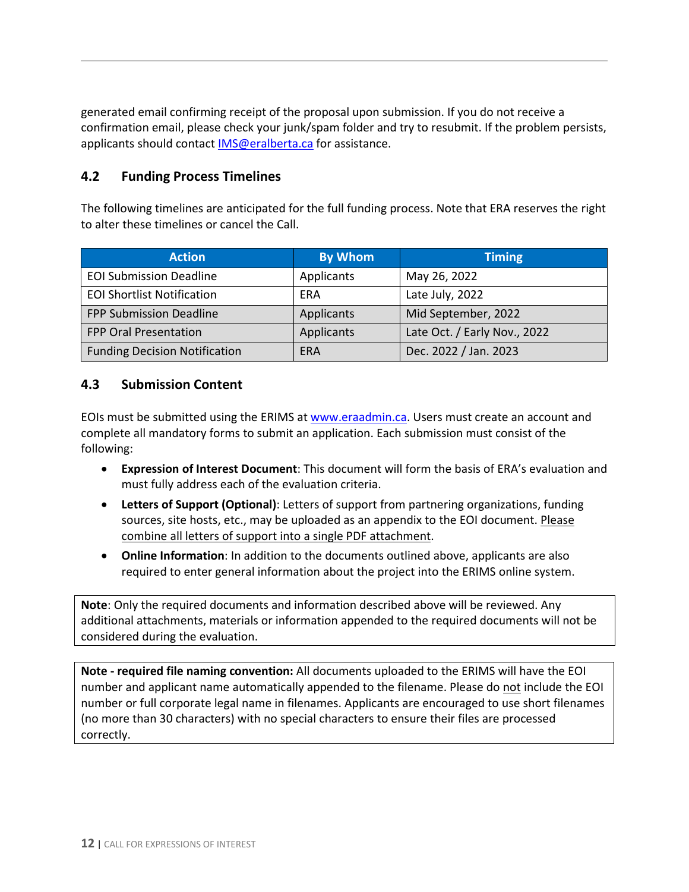generated email confirming receipt of the proposal upon submission. If you do not receive a confirmation email, please check your junk/spam folder and try to resubmit. If the problem persists, applicants should contact IMS@eralberta.ca for assistance.

## 4.2 Funding Process Timelines

The following timelines are anticipated for the full funding process. Note that ERA reserves the right to alter these timelines or cancel the Call.

| Action | By Whom | Timing |
|---|---|---|
| EOI Submission Deadline | Applicants | May 26, 2022 |
| EOI Shortlist Notification | ERA | Late July, 2022 |
| FPP Submission Deadline | Applicants | Mid September, 2022 |
| FPP Oral Presentation | Applicants | Late Oct. / Early Nov., 2022 |
| Funding Decision Notification | ERA | Dec. 2022 / Jan. 2023 |

## 4.3 Submission Content

EOIs must be submitted using the ERIMS at www.eraadmin.ca. Users must create an account and complete all mandatory forms to submit an application. Each submission must consist of the following:

- **Expression of Interest Document**: This document will form the basis of ERA's evaluation and must fully address each of the evaluation criteria.
- **Letters of Support (Optional)**: Letters of support from partnering organizations, funding sources, site hosts, etc., may be uploaded as an appendix to the EOI document. Please combine all letters of support into a single PDF attachment.
- **Online Information**: In addition to the documents outlined above, applicants are also required to enter general information about the project into the ERIMS online system.

**Note**: Only the required documents and information described above will be reviewed. Any additional attachments, materials or information appended to the required documents will not be considered during the evaluation.

**Note - required file naming convention:** All documents uploaded to the ERIMS will have the EOI number and applicant name automatically appended to the filename. Please do not include the EOI number or full corporate legal name in filenames. Applicants are encouraged to use short filenames (no more than 30 characters) with no special characters to ensure their files are processed correctly.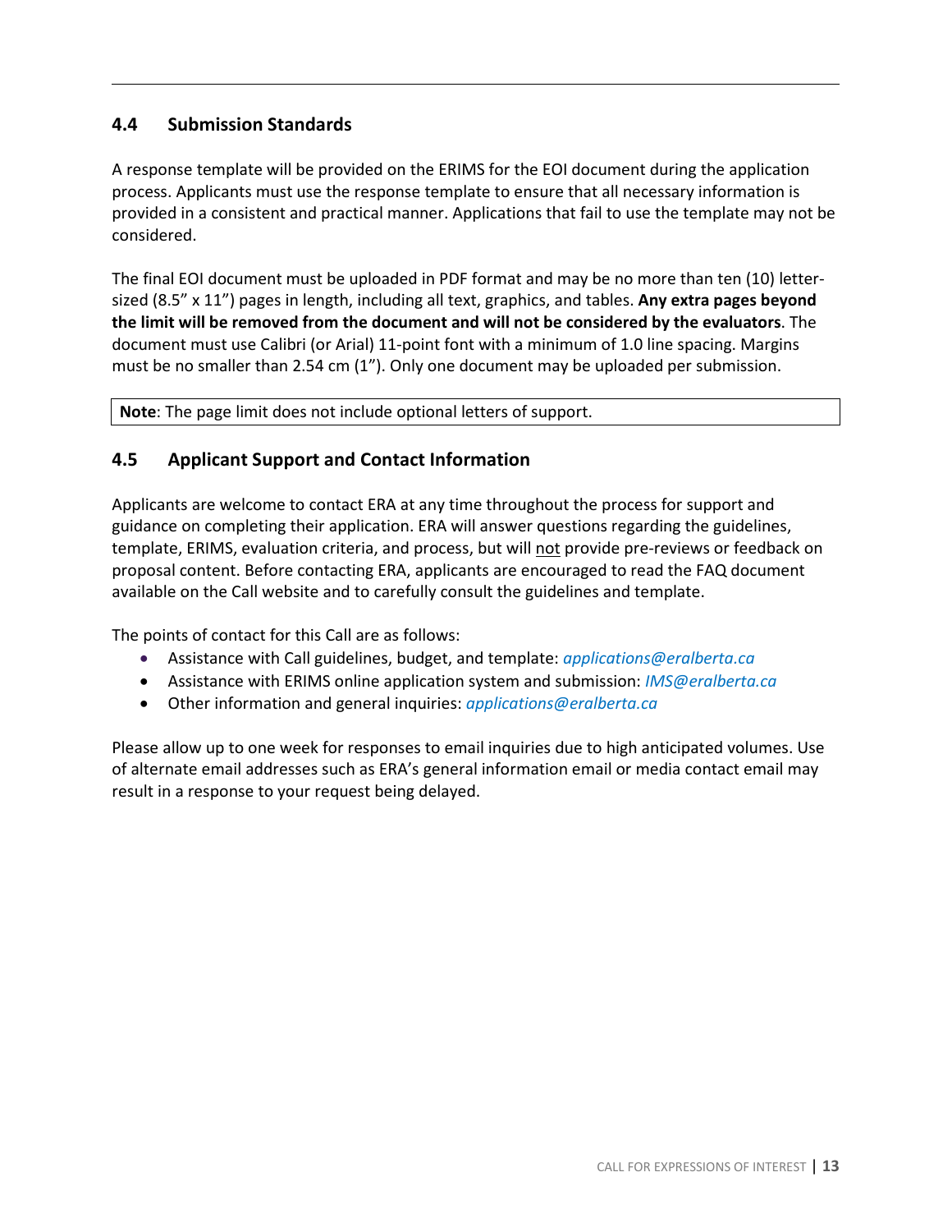## 4.4 Submission Standards

A response template will be provided on the ERIMS for the EOI document during the application process. Applicants must use the response template to ensure that all necessary information is provided in a consistent and practical manner. Applications that fail to use the template may not be considered.

The final EOI document must be uploaded in PDF format and may be no more than ten (10) letter-sized (8.5" x 11") pages in length, including all text, graphics, and tables. **Any extra pages beyond the limit will be removed from the document and will not be considered by the evaluators**. The document must use Calibri (or Arial) 11-point font with a minimum of 1.0 line spacing. Margins must be no smaller than 2.54 cm (1"). Only one document may be uploaded per submission.

**Note**: The page limit does not include optional letters of support.

## 4.5 Applicant Support and Contact Information

Applicants are welcome to contact ERA at any time throughout the process for support and guidance on completing their application. ERA will answer questions regarding the guidelines, template, ERIMS, evaluation criteria, and process, but will not provide pre-reviews or feedback on proposal content. Before contacting ERA, applicants are encouraged to read the FAQ document available on the Call website and to carefully consult the guidelines and template.

The points of contact for this Call are as follows:

- Assistance with Call guidelines, budget, and template: *applications@eralberta.ca*
- Assistance with ERIMS online application system and submission: *IMS@eralberta.ca*
- Other information and general inquiries: *applications@eralberta.ca*

Please allow up to one week for responses to email inquiries due to high anticipated volumes. Use of alternate email addresses such as ERA's general information email or media contact email may result in a response to your request being delayed.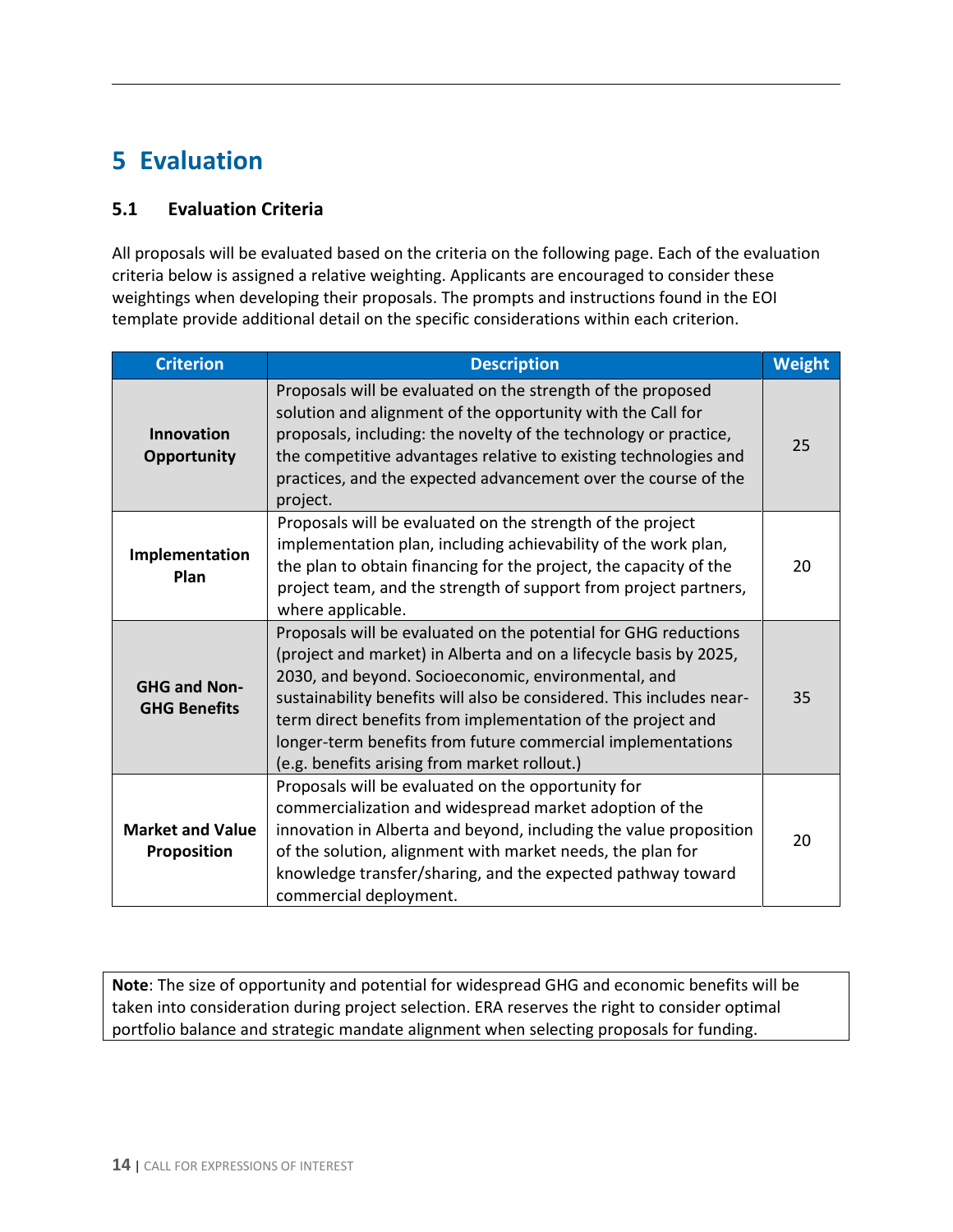# 5 Evaluation

## 5.1 Evaluation Criteria

All proposals will be evaluated based on the criteria on the following page. Each of the evaluation criteria below is assigned a relative weighting. Applicants are encouraged to consider these weightings when developing their proposals. The prompts and instructions found in the EOI template provide additional detail on the specific considerations within each criterion.

| Criterion | Description | Weight |
|---|---|---|
| **Innovation Opportunity** | Proposals will be evaluated on the strength of the proposed solution and alignment of the opportunity with the Call for proposals, including: the novelty of the technology or practice, the competitive advantages relative to existing technologies and practices, and the expected advancement over the course of the project. | 25 |
| **Implementation Plan** | Proposals will be evaluated on the strength of the project implementation plan, including achievability of the work plan, the plan to obtain financing for the project, the capacity of the project team, and the strength of support from project partners, where applicable. | 20 |
| **GHG and Non-GHG Benefits** | Proposals will be evaluated on the potential for GHG reductions (project and market) in Alberta and on a lifecycle basis by 2025, 2030, and beyond. Socioeconomic, environmental, and sustainability benefits will also be considered. This includes near-term direct benefits from implementation of the project and longer-term benefits from future commercial implementations (e.g. benefits arising from market rollout.) | 35 |
| **Market and Value Proposition** | Proposals will be evaluated on the opportunity for commercialization and widespread market adoption of the innovation in Alberta and beyond, including the value proposition of the solution, alignment with market needs, the plan for knowledge transfer/sharing, and the expected pathway toward commercial deployment. | 20 |

**Note**: The size of opportunity and potential for widespread GHG and economic benefits will be taken into consideration during project selection. ERA reserves the right to consider optimal portfolio balance and strategic mandate alignment when selecting proposals for funding.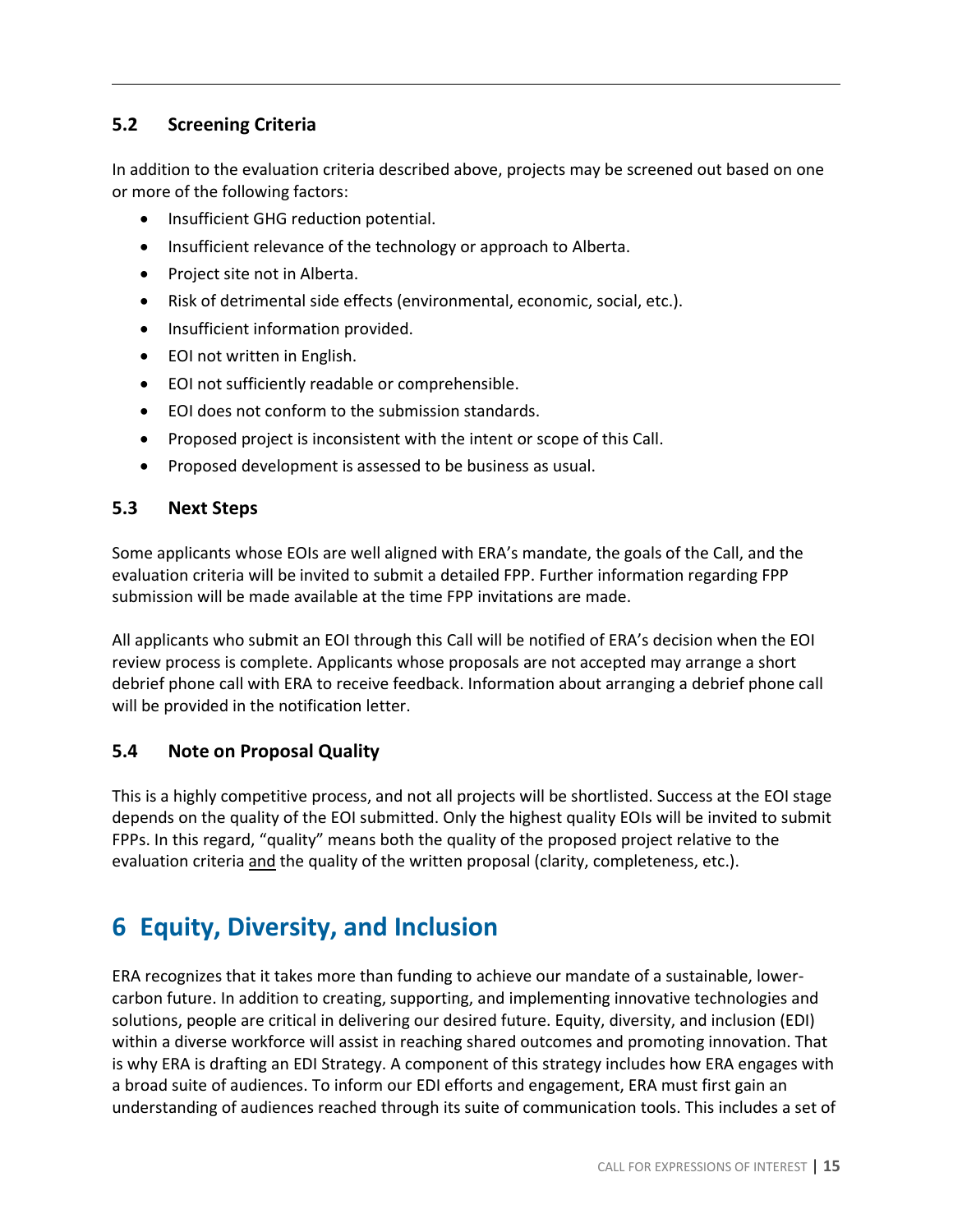### 5.2 Screening Criteria

In addition to the evaluation criteria described above, projects may be screened out based on one or more of the following factors:

- Insufficient GHG reduction potential.
- Insufficient relevance of the technology or approach to Alberta.
- Project site not in Alberta.
- Risk of detrimental side effects (environmental, economic, social, etc.).
- Insufficient information provided.
- EOI not written in English.
- EOI not sufficiently readable or comprehensible.
- EOI does not conform to the submission standards.
- Proposed project is inconsistent with the intent or scope of this Call.
- Proposed development is assessed to be business as usual.

### 5.3 Next Steps

Some applicants whose EOIs are well aligned with ERA's mandate, the goals of the Call, and the evaluation criteria will be invited to submit a detailed FPP. Further information regarding FPP submission will be made available at the time FPP invitations are made.

All applicants who submit an EOI through this Call will be notified of ERA's decision when the EOI review process is complete. Applicants whose proposals are not accepted may arrange a short debrief phone call with ERA to receive feedback. Information about arranging a debrief phone call will be provided in the notification letter.

### 5.4 Note on Proposal Quality

This is a highly competitive process, and not all projects will be shortlisted. Success at the EOI stage depends on the quality of the EOI submitted. Only the highest quality EOIs will be invited to submit FPPs. In this regard, "quality" means both the quality of the proposed project relative to the evaluation criteria and the quality of the written proposal (clarity, completeness, etc.).

# 6 Equity, Diversity, and Inclusion

ERA recognizes that it takes more than funding to achieve our mandate of a sustainable, lower-carbon future. In addition to creating, supporting, and implementing innovative technologies and solutions, people are critical in delivering our desired future. Equity, diversity, and inclusion (EDI) within a diverse workforce will assist in reaching shared outcomes and promoting innovation. That is why ERA is drafting an EDI Strategy. A component of this strategy includes how ERA engages with a broad suite of audiences. To inform our EDI efforts and engagement, ERA must first gain an understanding of audiences reached through its suite of communication tools. This includes a set of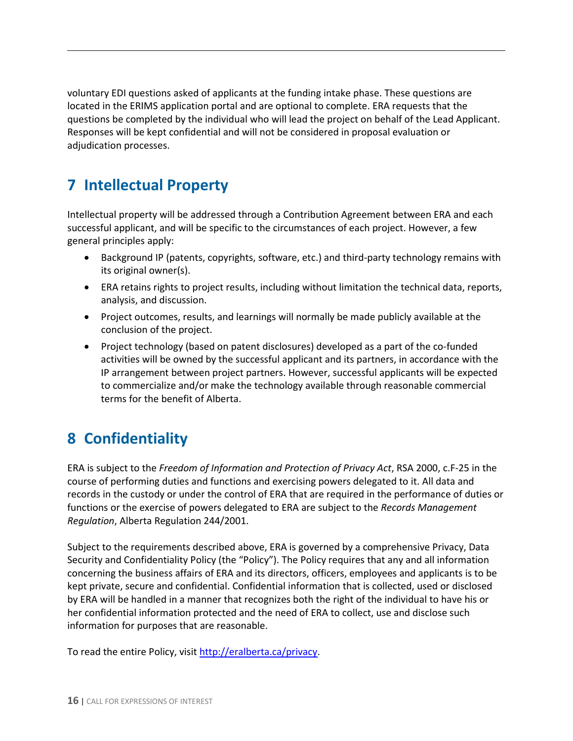voluntary EDI questions asked of applicants at the funding intake phase. These questions are located in the ERIMS application portal and are optional to complete. ERA requests that the questions be completed by the individual who will lead the project on behalf of the Lead Applicant. Responses will be kept confidential and will not be considered in proposal evaluation or adjudication processes.

# 7 Intellectual Property

Intellectual property will be addressed through a Contribution Agreement between ERA and each successful applicant, and will be specific to the circumstances of each project. However, a few general principles apply:

- Background IP (patents, copyrights, software, etc.) and third-party technology remains with its original owner(s).
- ERA retains rights to project results, including without limitation the technical data, reports, analysis, and discussion.
- Project outcomes, results, and learnings will normally be made publicly available at the conclusion of the project.
- Project technology (based on patent disclosures) developed as a part of the co-funded activities will be owned by the successful applicant and its partners, in accordance with the IP arrangement between project partners. However, successful applicants will be expected to commercialize and/or make the technology available through reasonable commercial terms for the benefit of Alberta.

# 8 Confidentiality

ERA is subject to the *Freedom of Information and Protection of Privacy Act*, RSA 2000, c.F-25 in the course of performing duties and functions and exercising powers delegated to it. All data and records in the custody or under the control of ERA that are required in the performance of duties or functions or the exercise of powers delegated to ERA are subject to the *Records Management Regulation*, Alberta Regulation 244/2001.

Subject to the requirements described above, ERA is governed by a comprehensive Privacy, Data Security and Confidentiality Policy (the "Policy"). The Policy requires that any and all information concerning the business affairs of ERA and its directors, officers, employees and applicants is to be kept private, secure and confidential. Confidential information that is collected, used or disclosed by ERA will be handled in a manner that recognizes both the right of the individual to have his or her confidential information protected and the need of ERA to collect, use and disclose such information for purposes that are reasonable.

To read the entire Policy, visit [http://eralberta.ca/privacy](http://eralberta.ca/privacy).